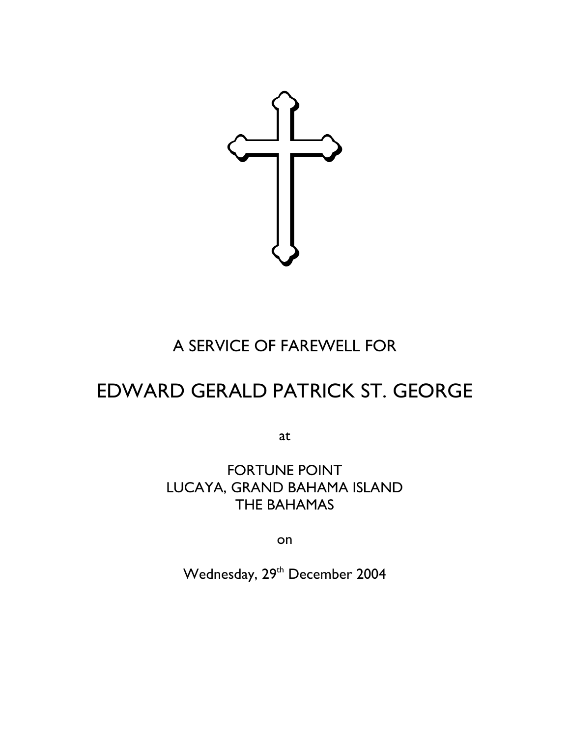A SERVICE OF FAREWELL FOR

# EDWARD GERALD PATRICK ST. GEORGE

at

FORTUNE POINT
LUCAYA, GRAND BAHAMA ISLAND
THE BAHAMAS

on

Wednesday, 29th December 2004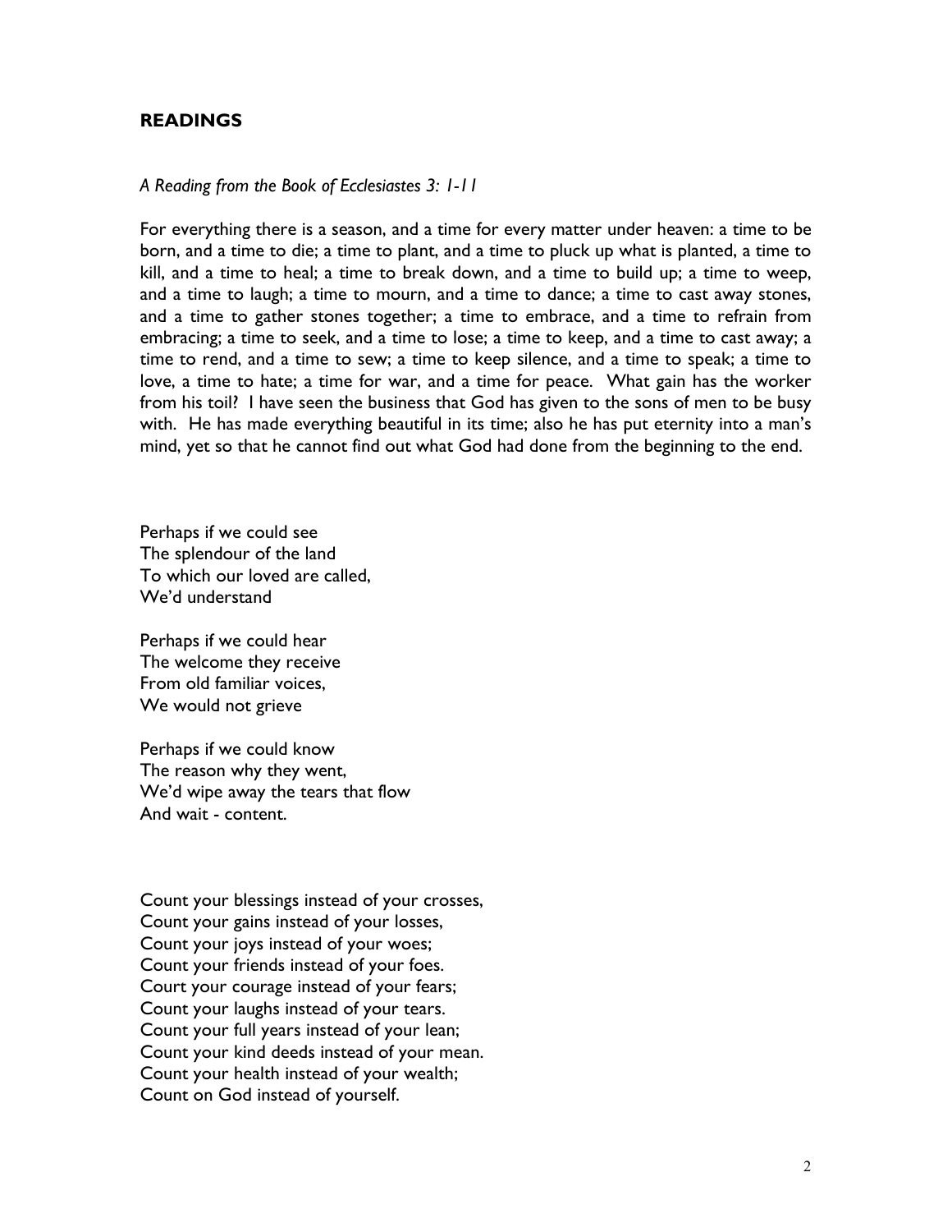## READINGS

*A Reading from the Book of Ecclesiastes 3: 1-11*

For everything there is a season, and a time for every matter under heaven: a time to be born, and a time to die; a time to plant, and a time to pluck up what is planted, a time to kill, and a time to heal; a time to break down, and a time to build up; a time to weep, and a time to laugh; a time to mourn, and a time to dance; a time to cast away stones, and a time to gather stones together; a time to embrace, and a time to refrain from embracing; a time to seek, and a time to lose; a time to keep, and a time to cast away; a time to rend, and a time to sew; a time to keep silence, and a time to speak; a time to love, a time to hate; a time for war, and a time for peace. What gain has the worker from his toil? I have seen the business that God has given to the sons of men to be busy with. He has made everything beautiful in its time; also he has put eternity into a man's mind, yet so that he cannot find out what God had done from the beginning to the end.

Perhaps if we could see
The splendour of the land
To which our loved are called,
We'd understand

Perhaps if we could hear
The welcome they receive
From old familiar voices,
We would not grieve

Perhaps if we could know
The reason why they went,
We'd wipe away the tears that flow
And wait - content.

Count your blessings instead of your crosses,
Count your gains instead of your losses,
Count your joys instead of your woes;
Count your friends instead of your foes.
Court your courage instead of your fears;
Count your laughs instead of your tears.
Count your full years instead of your lean;
Count your kind deeds instead of your mean.
Count your health instead of your wealth;
Count on God instead of yourself.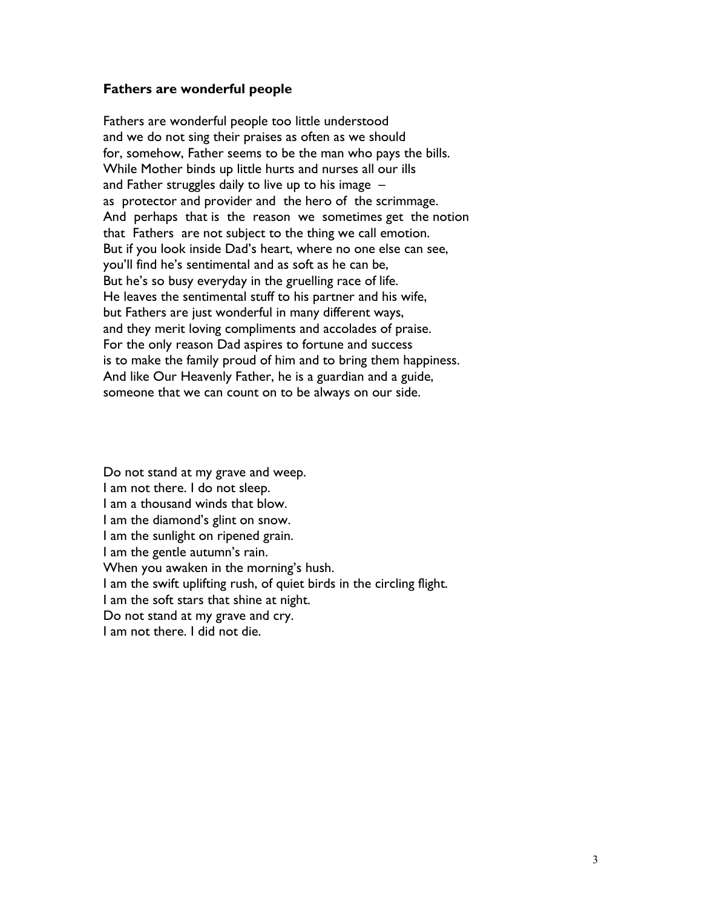**Fathers are wonderful people**

Fathers are wonderful people too little understood
and we do not sing their praises as often as we should
for, somehow, Father seems to be the man who pays the bills.
While Mother binds up little hurts and nurses all our ills
and Father struggles daily to live up to his image –
as protector and provider and the hero of the scrimmage.
And perhaps that is the reason we sometimes get the notion
that Fathers are not subject to the thing we call emotion.
But if you look inside Dad's heart, where no one else can see,
you'll find he's sentimental and as soft as he can be,
But he's so busy everyday in the gruelling race of life.
He leaves the sentimental stuff to his partner and his wife,
but Fathers are just wonderful in many different ways,
and they merit loving compliments and accolades of praise.
For the only reason Dad aspires to fortune and success
is to make the family proud of him and to bring them happiness.
And like Our Heavenly Father, he is a guardian and a guide,
someone that we can count on to be always on our side.

Do not stand at my grave and weep.
I am not there. I do not sleep.
I am a thousand winds that blow.
I am the diamond's glint on snow.
I am the sunlight on ripened grain.
I am the gentle autumn's rain.
When you awaken in the morning's hush.
I am the swift uplifting rush, of quiet birds in the circling flight.
I am the soft stars that shine at night.
Do not stand at my grave and cry.
I am not there. I did not die.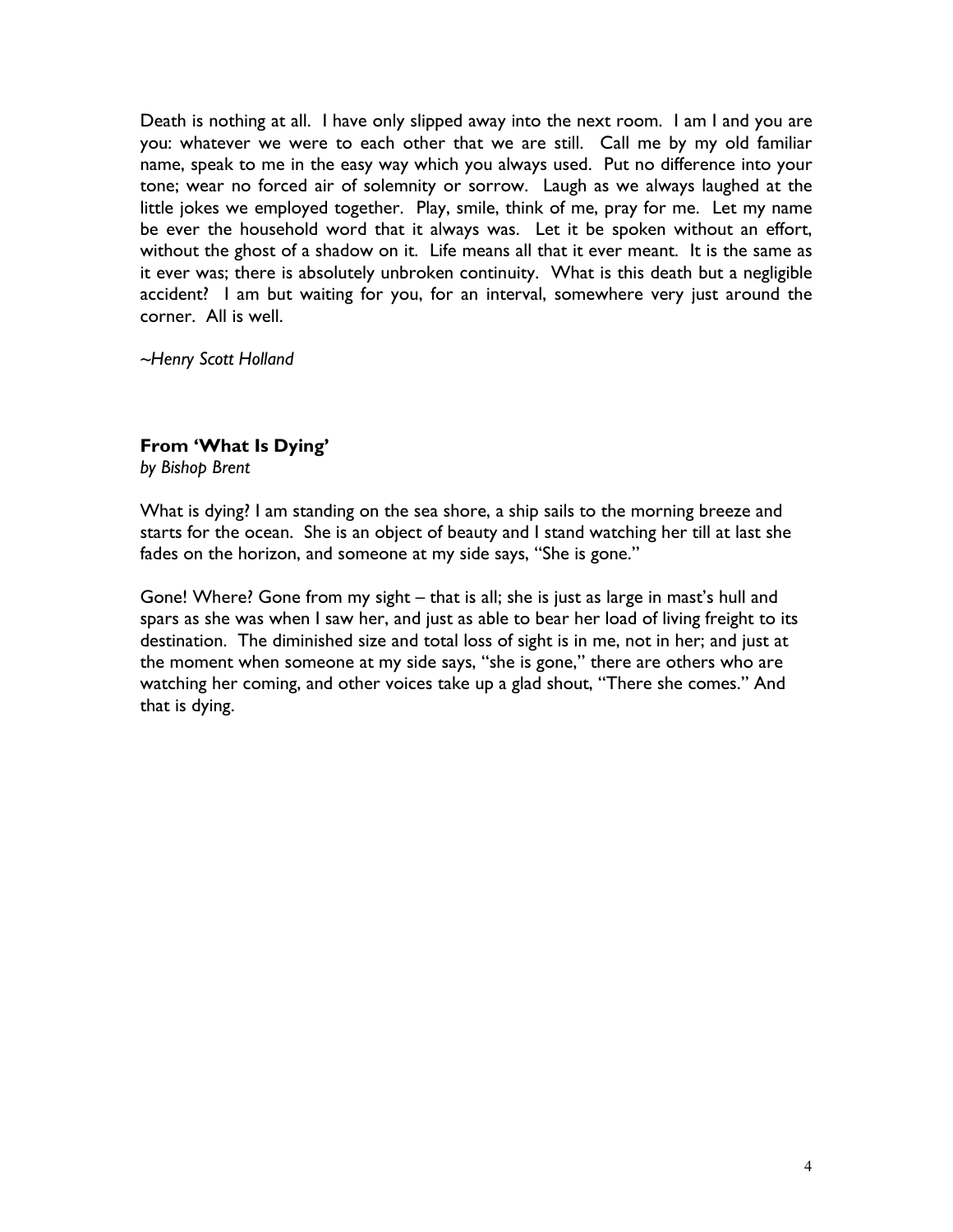Death is nothing at all. I have only slipped away into the next room. I am I and you are you: whatever we were to each other that we are still. Call me by my old familiar name, speak to me in the easy way which you always used. Put no difference into your tone; wear no forced air of solemnity or sorrow. Laugh as we always laughed at the little jokes we employed together. Play, smile, think of me, pray for me. Let my name be ever the household word that it always was. Let it be spoken without an effort, without the ghost of a shadow on it. Life means all that it ever meant. It is the same as it ever was; there is absolutely unbroken continuity. What is this death but a negligible accident? I am but waiting for you, for an interval, somewhere very just around the corner. All is well.

*~Henry Scott Holland*

**From 'What Is Dying'**
*by Bishop Brent*

What is dying? I am standing on the sea shore, a ship sails to the morning breeze and starts for the ocean. She is an object of beauty and I stand watching her till at last she fades on the horizon, and someone at my side says, "She is gone."

Gone! Where? Gone from my sight – that is all; she is just as large in mast's hull and spars as she was when I saw her, and just as able to bear her load of living freight to its destination. The diminished size and total loss of sight is in me, not in her; and just at the moment when someone at my side says, "she is gone," there are others who are watching her coming, and other voices take up a glad shout, "There she comes." And that is dying.